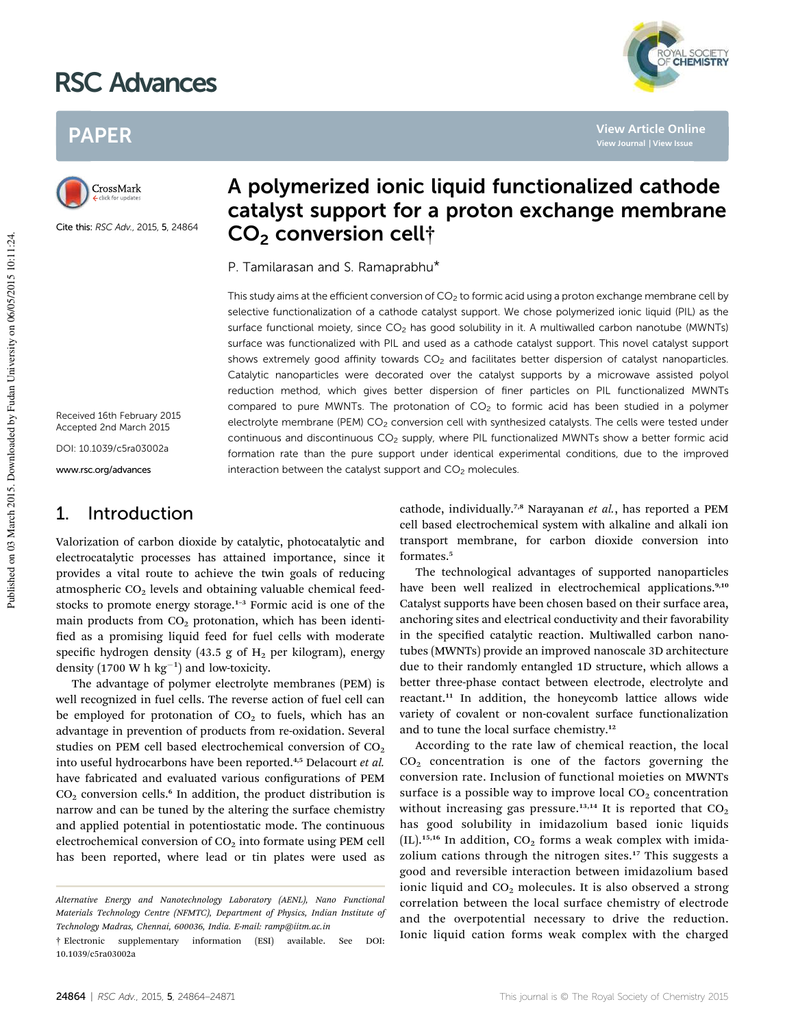# A polymerized ionic liquid functionalized cathode catalyst support for a proton exchange membrane $CO_2$ conversion cell†

P. Tamilarasan and S. Ramaprabhu*

Cite this: RSC Adv., 2015, 5, 24864

Received 16th February 2015
Accepted 2nd March 2015

DOI: 10.1039/c5ra03002a

www.rsc.org/advances

This study aims at the efficient conversion of $CO_2$ to formic acid using a proton exchange membrane cell by selective functionalization of a cathode catalyst support. We chose polymerized ionic liquid (PIL) as the surface functional moiety, since $CO_2$ has good solubility in it. A multiwalled carbon nanotube (MWNTs) surface was functionalized with PIL and used as a cathode catalyst support. This novel catalyst support shows extremely good affinity towards $CO_2$ and facilitates better dispersion of catalyst nanoparticles. Catalytic nanoparticles were decorated over the catalyst supports by a microwave assisted polyol reduction method, which gives better dispersion of finer particles on PIL functionalized MWNTs compared to pure MWNTs. The protonation of $CO_2$ to formic acid has been studied in a polymer electrolyte membrane (PEM) $CO_2$ conversion cell with synthesized catalysts. The cells were tested under continuous and discontinuous $CO_2$ supply, where PIL functionalized MWNTs show a better formic acid formation rate than the pure support under identical experimental conditions, due to the improved interaction between the catalyst support and $CO_2$ molecules.

## 1. Introduction

Valorization of carbon dioxide by catalytic, photocatalytic and electrocatalytic processes has attained importance, since it provides a vital route to achieve the twin goals of reducing atmospheric $CO_2$ levels and obtaining valuable chemical feedstocks to promote energy storage.[1–3] Formic acid is one of the main products from $CO_2$ protonation, which has been identified as a promising liquid feed for fuel cells with moderate specific hydrogen density (43.5 g of $H_2$ per kilogram), energy density (1700 W h $kg^{-1}$) and low-toxicity.

The advantage of polymer electrolyte membranes (PEM) is well recognized in fuel cells. The reverse action of fuel cell can be employed for protonation of $CO_2$ to fuels, which has an advantage in prevention of products from re-oxidation. Several studies on PEM cell based electrochemical conversion of $CO_2$ into useful hydrocarbons have been reported.[4,5] Delacourt *et al.* have fabricated and evaluated various configurations of PEM $CO_2$ conversion cells.[6] In addition, the product distribution is narrow and can be tuned by the altering the surface chemistry and applied potential in potentiostatic mode. The continuous electrochemical conversion of $CO_2$ into formate using PEM cell has been reported, where lead or tin plates were used as cathode, individually.[7,8] Narayanan *et al.*, has reported a PEM cell based electrochemical system with alkaline and alkali ion transport membrane, for carbon dioxide conversion into formates.[5]

The technological advantages of supported nanoparticles have been well realized in electrochemical applications.[9,10] Catalyst supports have been chosen based on their surface area, anchoring sites and electrical conductivity and their favorability in the specified catalytic reaction. Multiwalled carbon nanotubes (MWNTs) provide an improved nanoscale 3D architecture due to their randomly entangled 1D structure, which allows a better three-phase contact between electrode, electrolyte and reactant.[11] In addition, the honeycomb lattice allows wide variety of covalent or non-covalent surface functionalization and to tune the local surface chemistry.[12]

According to the rate law of chemical reaction, the local $CO_2$ concentration is one of the factors governing the conversion rate. Inclusion of functional moieties on MWNTs surface is a possible way to improve local $CO_2$ concentration without increasing gas pressure.[13,14] It is reported that $CO_2$ has good solubility in imidazolium based ionic liquids (IL).[15,16] In addition, $CO_2$ forms a weak complex with imidazolium cations through the nitrogen sites.[17] This suggests a good and reversible interaction between imidazolium based ionic liquid and $CO_2$ molecules. It is also observed a strong correlation between the local surface chemistry of electrode and the overpotential necessary to drive the reduction. Ionic liquid cation forms weak complex with the charged

*Alternative Energy and Nanotechnology Laboratory (AENL), Nano Functional Materials Technology Centre (NFMTC), Department of Physics, Indian Institute of Technology Madras, Chennai, 600036, India. E-mail: ramp@iitm.ac.in*

† Electronic supplementary information (ESI) available. See DOI: 10.1039/c5ra03002a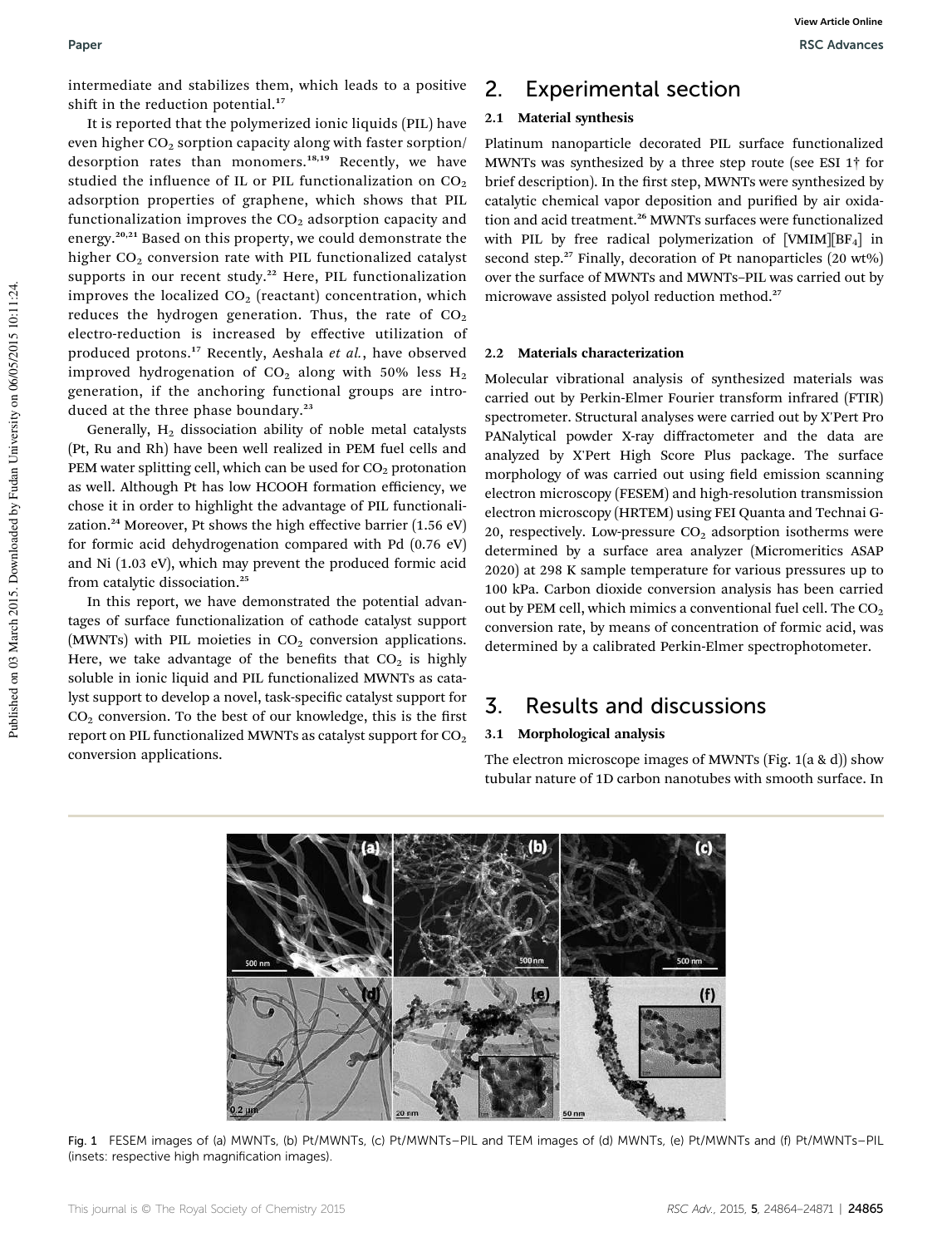intermediate and stabilizes them, which leads to a positive shift in the reduction potential.[17]

It is reported that the polymerized ionic liquids (PIL) have even higher $CO_2$ sorption capacity along with faster sorption/desorption rates than monomers.[18,19] Recently, we have studied the influence of IL or PIL functionalization on $CO_2$ adsorption properties of graphene, which shows that PIL functionalization improves the $CO_2$ adsorption capacity and energy.[20,21] Based on this property, we could demonstrate the higher $CO_2$ conversion rate with PIL functionalized catalyst supports in our recent study.[22] Here, PIL functionalization improves the localized $CO_2$ (reactant) concentration, which reduces the hydrogen generation. Thus, the rate of $CO_2$ electro-reduction is increased by effective utilization of produced protons.[17] Recently, Aeshala *et al.*, have observed improved hydrogenation of $CO_2$ along with 50% less $H_2$ generation, if the anchoring functional groups are introduced at the three phase boundary.[23]

Generally, $H_2$ dissociation ability of noble metal catalysts (Pt, Ru and Rh) have been well realized in PEM fuel cells and PEM water splitting cell, which can be used for $CO_2$ protonation as well. Although Pt has low HCOOH formation efficiency, we chose it in order to highlight the advantage of PIL functionalization.[24] Moreover, Pt shows the high effective barrier (1.56 eV) for formic acid dehydrogenation compared with Pd (0.76 eV) and Ni (1.03 eV), which may prevent the produced formic acid from catalytic dissociation.[25]

In this report, we have demonstrated the potential advantages of surface functionalization of cathode catalyst support (MWNTs) with PIL moieties in $CO_2$ conversion applications. Here, we take advantage of the benefits that $CO_2$ is highly soluble in ionic liquid and PIL functionalized MWNTs as catalyst support to develop a novel, task-specific catalyst support for $CO_2$ conversion. To the best of our knowledge, this is the first report on PIL functionalized MWNTs as catalyst support for $CO_2$ conversion applications.

## 2. Experimental section

### 2.1 Material synthesis

Platinum nanoparticle decorated PIL surface functionalized MWNTs was synthesized by a three step route (see ESI 1† for brief description). In the first step, MWNTs were synthesized by catalytic chemical vapor deposition and purified by air oxidation and acid treatment.[26] MWNTs surfaces were functionalized with PIL by free radical polymerization of [VMIM][$BF_4$] in second step.[27] Finally, decoration of Pt nanoparticles (20 wt%) over the surface of MWNTs and MWNTs–PIL was carried out by microwave assisted polyol reduction method.[27]

### 2.2 Materials characterization

Molecular vibrational analysis of synthesized materials was carried out by Perkin-Elmer Fourier transform infrared (FTIR) spectrometer. Structural analyses were carried out by X'Pert Pro PANalytical powder X-ray diffractometer and the data are analyzed by X'Pert High Score Plus package. The surface morphology of was carried out using field emission scanning electron microscopy (FESEM) and high-resolution transmission electron microscopy (HRTEM) using FEI Quanta and Technai G-20, respectively. Low-pressure $CO_2$ adsorption isotherms were determined by a surface area analyzer (Micromeritics ASAP 2020) at 298 K sample temperature for various pressures up to 100 kPa. Carbon dioxide conversion analysis has been carried out by PEM cell, which mimics a conventional fuel cell. The $CO_2$ conversion rate, by means of concentration of formic acid, was determined by a calibrated Perkin-Elmer spectrophotometer.

## 3. Results and discussions

### 3.1 Morphological analysis

The electron microscope images of MWNTs (Fig. 1(a & d)) show tubular nature of 1D carbon nanotubes with smooth surface. In

Fig. 1 FESEM images of (a) MWNTs, (b) Pt/MWNTs, (c) Pt/MWNTs–PIL and TEM images of (d) MWNTs, (e) Pt/MWNTs and (f) Pt/MWNTs–PIL (insets: respective high magnification images).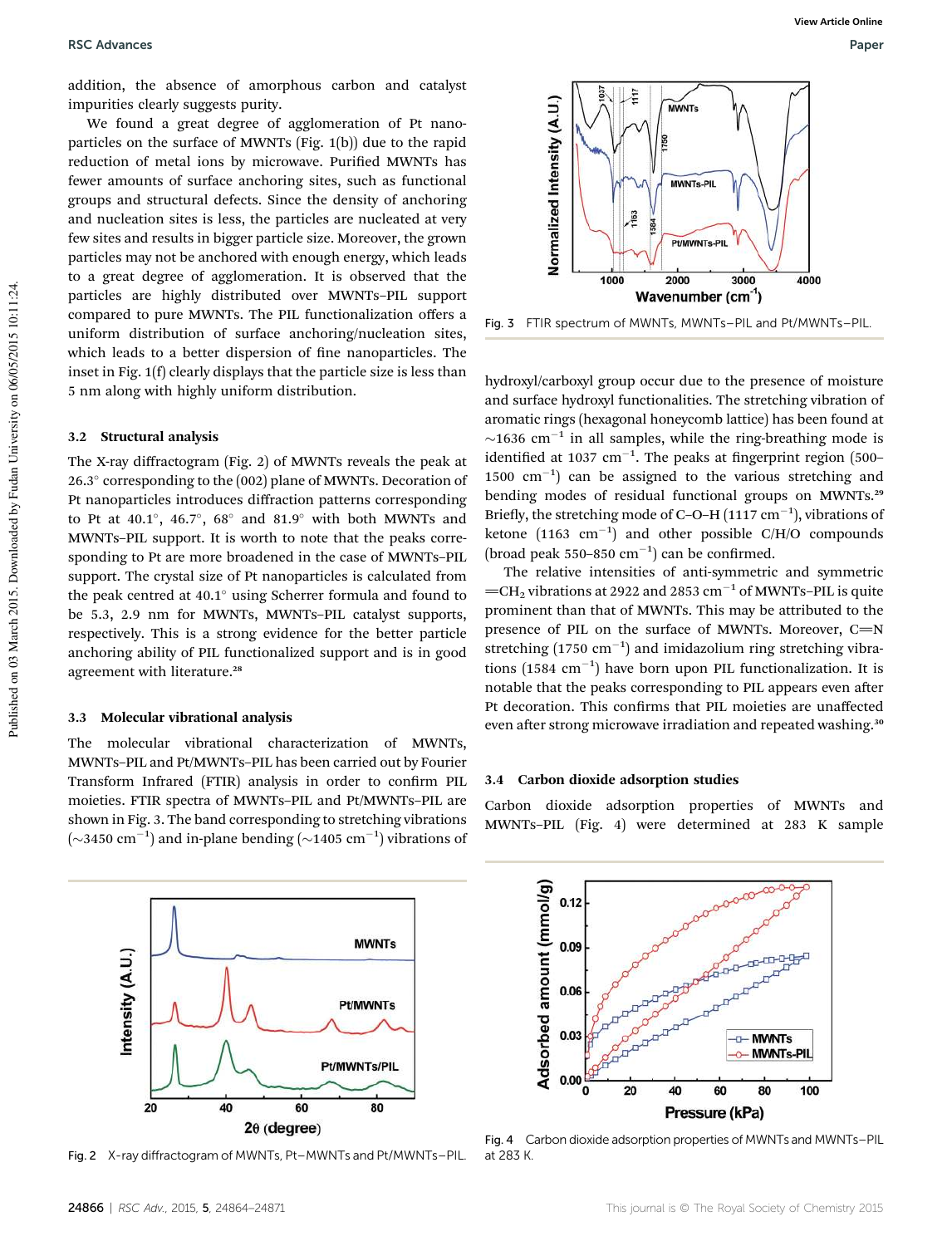addition, the absence of amorphous carbon and catalyst impurities clearly suggests purity.

We found a great degree of agglomeration of Pt nanoparticles on the surface of MWNTs (Fig. 1(b)) due to the rapid reduction of metal ions by microwave. Purified MWNTs has fewer amounts of surface anchoring sites, such as functional groups and structural defects. Since the density of anchoring and nucleation sites is less, the particles are nucleated at very few sites and results in bigger particle size. Moreover, the grown particles may not be anchored with enough energy, which leads to a great degree of agglomeration. It is observed that the particles are highly distributed over MWNTs–PIL support compared to pure MWNTs. The PIL functionalization offers a uniform distribution of surface anchoring/nucleation sites, which leads to a better dispersion of fine nanoparticles. The inset in Fig. 1(f) clearly displays that the particle size is less than 5 nm along with highly uniform distribution.

### 3.2 Structural analysis

The X-ray diffractogram (Fig. 2) of MWNTs reveals the peak at 26.3° corresponding to the (002) plane of MWNTs. Decoration of Pt nanoparticles introduces diffraction patterns corresponding to Pt at 40.1°, 46.7°, 68° and 81.9° with both MWNTs and MWNTs–PIL support. It is worth to note that the peaks corresponding to Pt are more broadened in the case of MWNTs–PIL support. The crystal size of Pt nanoparticles is calculated from the peak centred at 40.1° using Scherrer formula and found to be 5.3, 2.9 nm for MWNTs, MWNTs–PIL catalyst supports, respectively. This is a strong evidence for the better particle anchoring ability of PIL functionalized support and is in good agreement with literature.[28]

### 3.3 Molecular vibrational analysis

The molecular vibrational characterization of MWNTs, MWNTs–PIL and Pt/MWNTs–PIL has been carried out by Fourier Transform Infrared (FTIR) analysis in order to confirm PIL moieties. FTIR spectra of MWNTs–PIL and Pt/MWNTs–PIL are shown in Fig. 3. The band corresponding to stretching vibrations (~3450 $cm^{-1}$) and in-plane bending (~1405 $cm^{-1}$) vibrations of hydroxyl/carboxyl group occur due to the presence of moisture and surface hydroxyl functionalities. The stretching vibration of aromatic rings (hexagonal honeycomb lattice) has been found at ~1636 $cm^{-1}$ in all samples, while the ring-breathing mode is identified at 1037 $cm^{-1}$. The peaks at fingerprint region (500–1500 $cm^{-1}$) can be assigned to the various stretching and bending modes of residual functional groups on MWNTs.[29] Briefly, the stretching mode of C–O–H (1117 $cm^{-1}$), vibrations of ketone (1163 $cm^{-1}$) and other possible C/H/O compounds (broad peak 550–850 $cm^{-1}$) can be confirmed.

Fig. 3 FTIR spectrum of MWNTs, MWNTs–PIL and Pt/MWNTs–PIL.

The relative intensities of anti-symmetric and symmetric $=CH_2$ vibrations at 2922 and 2853 $cm^{-1}$ of MWNTs–PIL is quite prominent than that of MWNTs. This may be attributed to the presence of PIL on the surface of MWNTs. Moreover, C=N stretching (1750 $cm^{-1}$) and imidazolium ring stretching vibrations (1584 $cm^{-1}$) have born upon PIL functionalization. It is notable that the peaks corresponding to PIL appears even after Pt decoration. This confirms that PIL moieties are unaffected even after strong microwave irradiation and repeated washing.[30]

### 3.4 Carbon dioxide adsorption studies

Carbon dioxide adsorption properties of MWNTs and MWNTs–PIL (Fig. 4) were determined at 283 K sample

Fig. 2 X-ray diffractogram of MWNTs, Pt–MWNTs and Pt/MWNTs–PIL.

Fig. 4 Carbon dioxide adsorption properties of MWNTs and MWNTs–PIL at 283 K.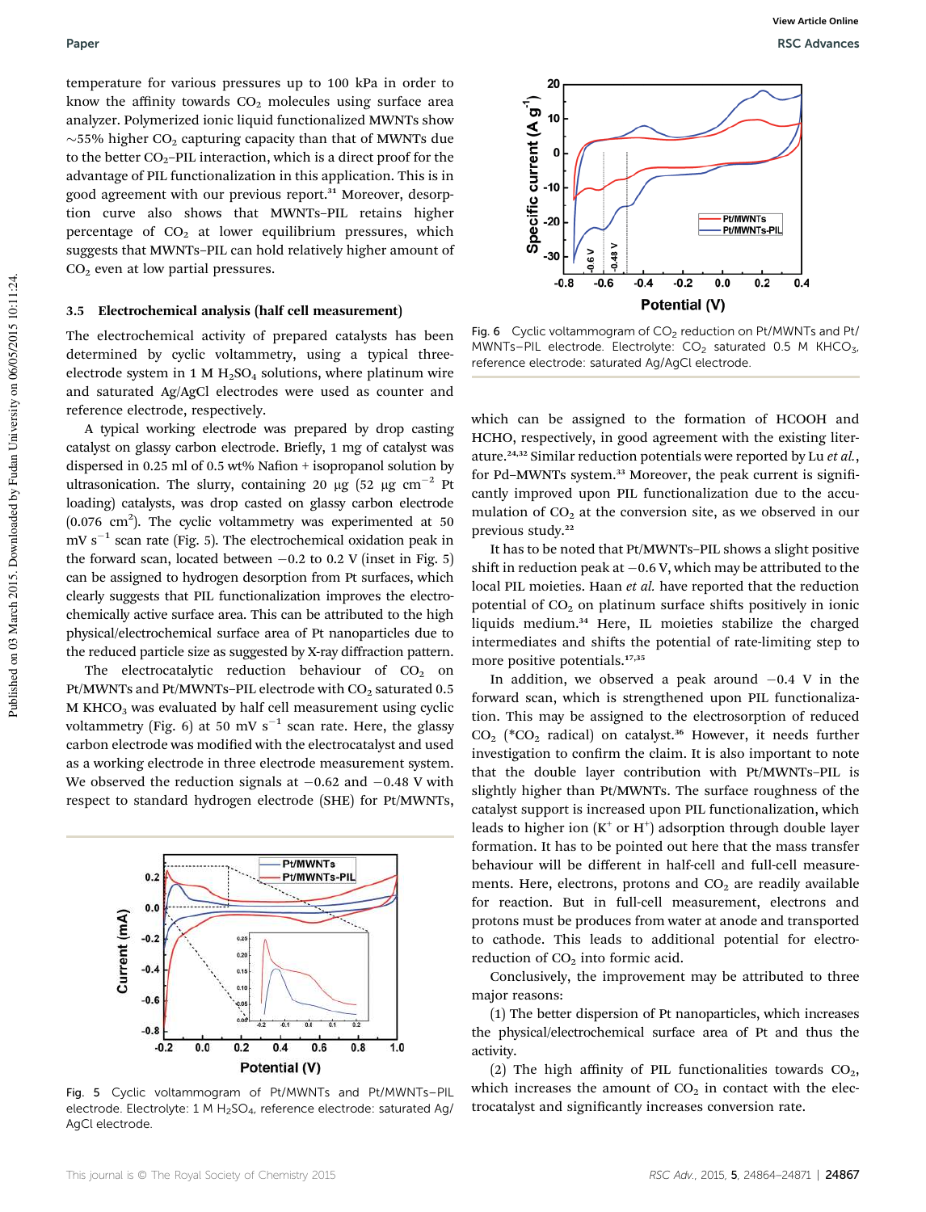temperature for various pressures up to 100 kPa in order to know the affinity towards $CO_2$ molecules using surface area analyzer. Polymerized ionic liquid functionalized MWNTs show ~55% higher $CO_2$ capturing capacity than that of MWNTs due to the better $CO_2$–PIL interaction, which is a direct proof for the advantage of PIL functionalization in this application. This is in good agreement with our previous report.[31] Moreover, desorption curve also shows that MWNTs–PIL retains higher percentage of $CO_2$ at lower equilibrium pressures, which suggests that MWNTs–PIL can hold relatively higher amount of $CO_2$ even at low partial pressures.

### 3.5 Electrochemical analysis (half cell measurement)

The electrochemical activity of prepared catalysts has been determined by cyclic voltammetry, using a typical three-electrode system in 1 M $H_2SO_4$ solutions, where platinum wire and saturated Ag/AgCl electrodes were used as counter and reference electrode, respectively.

A typical working electrode was prepared by drop casting catalyst on glassy carbon electrode. Briefly, 1 mg of catalyst was dispersed in 0.25 ml of 0.5 wt% Nafion + isopropanol solution by ultrasonication. The slurry, containing 20 μg (52 μg $cm^{-2}$ Pt loading) catalysts, was drop casted on glassy carbon electrode (0.076 $cm^2$). The cyclic voltammetry was experimented at 50 mV $s^{-1}$ scan rate (Fig. 5). The electrochemical oxidation peak in the forward scan, located between −0.2 to 0.2 V (inset in Fig. 5) can be assigned to hydrogen desorption from Pt surfaces, which clearly suggests that PIL functionalization improves the electrochemically active surface area. This can be attributed to the high physical/electrochemical surface area of Pt nanoparticles due to the reduced particle size as suggested by X-ray diffraction pattern.

The electrocatalytic reduction behaviour of $CO_2$ on Pt/MWNTs and Pt/MWNTs–PIL electrode with $CO_2$ saturated 0.5 M $KHCO_3$ was evaluated by half cell measurement using cyclic voltammetry (Fig. 6) at 50 mV $s^{-1}$ scan rate. Here, the glassy carbon electrode was modified with the electrocatalyst and used as a working electrode in three electrode measurement system. We observed the reduction signals at −0.62 and −0.48 V with respect to standard hydrogen electrode (SHE) for Pt/MWNTs, which can be assigned to the formation of HCOOH and HCHO, respectively, in good agreement with the existing literature.[24,32] Similar reduction potentials were reported by Lu *et al.*, for Pd–MWNTs system.[33] Moreover, the peak current is significantly improved upon PIL functionalization due to the accumulation of $CO_2$ at the conversion site, as we observed in our previous study.[22]

Fig. 5 Cyclic voltammogram of Pt/MWNTs and Pt/MWNTs–PIL electrode. Electrolyte: 1 M $H_2SO_4$, reference electrode: saturated Ag/AgCl electrode.

Fig. 6 Cyclic voltammogram of $CO_2$ reduction on Pt/MWNTs and Pt/MWNTs–PIL electrode. Electrolyte: $CO_2$ saturated 0.5 M $KHCO_3$, reference electrode: saturated Ag/AgCl electrode.

It has to be noted that Pt/MWNTs–PIL shows a slight positive shift in reduction peak at −0.6 V, which may be attributed to the local PIL moieties. Haan *et al.* have reported that the reduction potential of $CO_2$ on platinum surface shifts positively in ionic liquids medium.[34] Here, IL moieties stabilize the charged intermediates and shifts the potential of rate-limiting step to more positive potentials.[17,35]

In addition, we observed a peak around −0.4 V in the forward scan, which is strengthened upon PIL functionalization. This may be assigned to the electrosorption of reduced $CO_2$ (*$CO_2$ radical) on catalyst.[36] However, it needs further investigation to confirm the claim. It is also important to note that the double layer contribution with Pt/MWNTs–PIL is slightly higher than Pt/MWNTs. The surface roughness of the catalyst support is increased upon PIL functionalization, which leads to higher ion ($K^+$ or $H^+$) adsorption through double layer formation. It has to be pointed out here that the mass transfer behaviour will be different in half-cell and full-cell measurements. Here, electrons, protons and $CO_2$ are readily available for reaction. But in full-cell measurement, electrons and protons must be produces from water at anode and transported to cathode. This leads to additional potential for electroreduction of $CO_2$ into formic acid.

Conclusively, the improvement may be attributed to three major reasons:

(1) The better dispersion of Pt nanoparticles, which increases the physical/electrochemical surface area of Pt and thus the activity.

(2) The high affinity of PIL functionalities towards $CO_2$, which increases the amount of $CO_2$ in contact with the electrocatalyst and significantly increases conversion rate.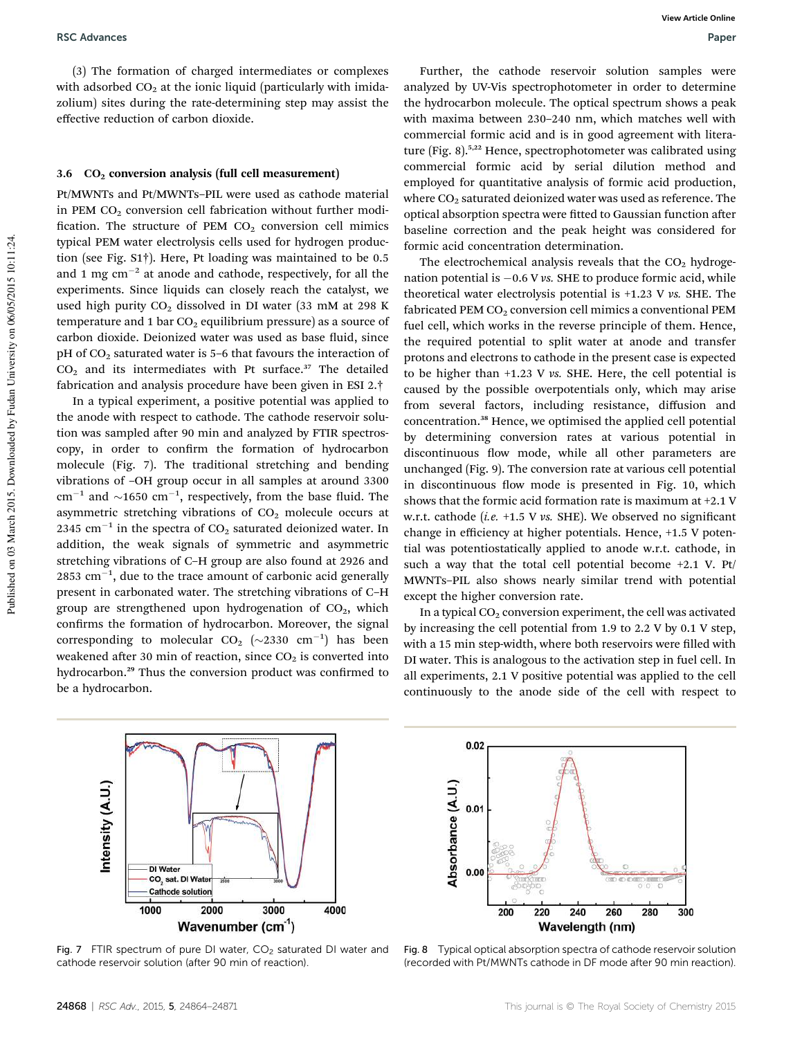(3) The formation of charged intermediates or complexes with adsorbed $CO_2$ at the ionic liquid (particularly with imidazolium) sites during the rate-determining step may assist the effective reduction of carbon dioxide.

### 3.6 $CO_2$ conversion analysis (full cell measurement)

Pt/MWNTs and Pt/MWNTs–PIL were used as cathode material in PEM $CO_2$ conversion cell fabrication without further modification. The structure of PEM $CO_2$ conversion cell mimics typical PEM water electrolysis cells used for hydrogen production (see Fig. S1†). Here, Pt loading was maintained to be 0.5 and 1 mg $cm^{-2}$ at anode and cathode, respectively, for all the experiments. Since liquids can closely reach the catalyst, we used high purity $CO_2$ dissolved in DI water (33 mM at 298 K temperature and 1 bar $CO_2$ equilibrium pressure) as a source of carbon dioxide. Deionized water was used as base fluid, since pH of $CO_2$ saturated water is 5–6 that favours the interaction of $CO_2$ and its intermediates with Pt surface.[37] The detailed fabrication and analysis procedure have been given in ESI 2.†

In a typical experiment, a positive potential was applied to the anode with respect to cathode. The cathode reservoir solution was sampled after 90 min and analyzed by FTIR spectroscopy, in order to confirm the formation of hydrocarbon molecule (Fig. 7). The traditional stretching and bending vibrations of –OH group occur in all samples at around 3300 $cm^{-1}$ and ~1650 $cm^{-1}$, respectively, from the base fluid. The asymmetric stretching vibrations of $CO_2$ molecule occurs at 2345 $cm^{-1}$ in the spectra of $CO_2$ saturated deionized water. In addition, the weak signals of symmetric and asymmetric stretching vibrations of C–H group are also found at 2926 and 2853 $cm^{-1}$, due to the trace amount of carbonic acid generally present in carbonated water. The stretching vibrations of C–H group are strengthened upon hydrogenation of $CO_2$, which confirms the formation of hydrocarbon. Moreover, the signal corresponding to molecular $CO_2$ (~2330 $cm^{-1}$) has been weakened after 30 min of reaction, since $CO_2$ is converted into hydrocarbon.[29] Thus the conversion product was confirmed to be a hydrocarbon.

Further, the cathode reservoir solution samples were analyzed by UV-Vis spectrophotometer in order to determine the hydrocarbon molecule. The optical spectrum shows a peak with maxima between 230–240 nm, which matches well with commercial formic acid and is in good agreement with literature (Fig. 8).[5,22] Hence, spectrophotometer was calibrated using commercial formic acid by serial dilution method and employed for quantitative analysis of formic acid production, where $CO_2$ saturated deionized water was used as reference. The optical absorption spectra were fitted to Gaussian function after baseline correction and the peak height was considered for formic acid concentration determination.

The electrochemical analysis reveals that the $CO_2$ hydrogenation potential is −0.6 V *vs.* SHE to produce formic acid, while theoretical water electrolysis potential is +1.23 V *vs.* SHE. The fabricated PEM $CO_2$ conversion cell mimics a conventional PEM fuel cell, which works in the reverse principle of them. Hence, the required potential to split water at anode and transfer protons and electrons to cathode in the present case is expected to be higher than +1.23 V *vs.* SHE. Here, the cell potential is caused by the possible overpotentials only, which may arise from several factors, including resistance, diffusion and concentration.[38] Hence, we optimised the applied cell potential by determining conversion rates at various potential in discontinuous flow mode, while all other parameters are unchanged (Fig. 9). The conversion rate at various cell potential in discontinuous flow mode is presented in Fig. 10, which shows that the formic acid formation rate is maximum at +2.1 V w.r.t. cathode (*i.e.* +1.5 V *vs.* SHE). We observed no significant change in efficiency at higher potentials. Hence, +1.5 V potential was potentiostatically applied to anode w.r.t. cathode, in such a way that the total cell potential become +2.1 V. Pt/MWNTs–PIL also shows nearly similar trend with potential except the higher conversion rate.

In a typical $CO_2$ conversion experiment, the cell was activated by increasing the cell potential from 1.9 to 2.2 V by 0.1 V step, with a 15 min step-width, where both reservoirs were filled with DI water. This is analogous to the activation step in fuel cell. In all experiments, 2.1 V positive potential was applied to the cell continuously to the anode side of the cell with respect to

Fig. 7 FTIR spectrum of pure DI water, $CO_2$ saturated DI water and cathode reservoir solution (after 90 min of reaction).

Fig. 8 Typical optical absorption spectra of cathode reservoir solution (recorded with Pt/MWNTs cathode in DF mode after 90 min reaction).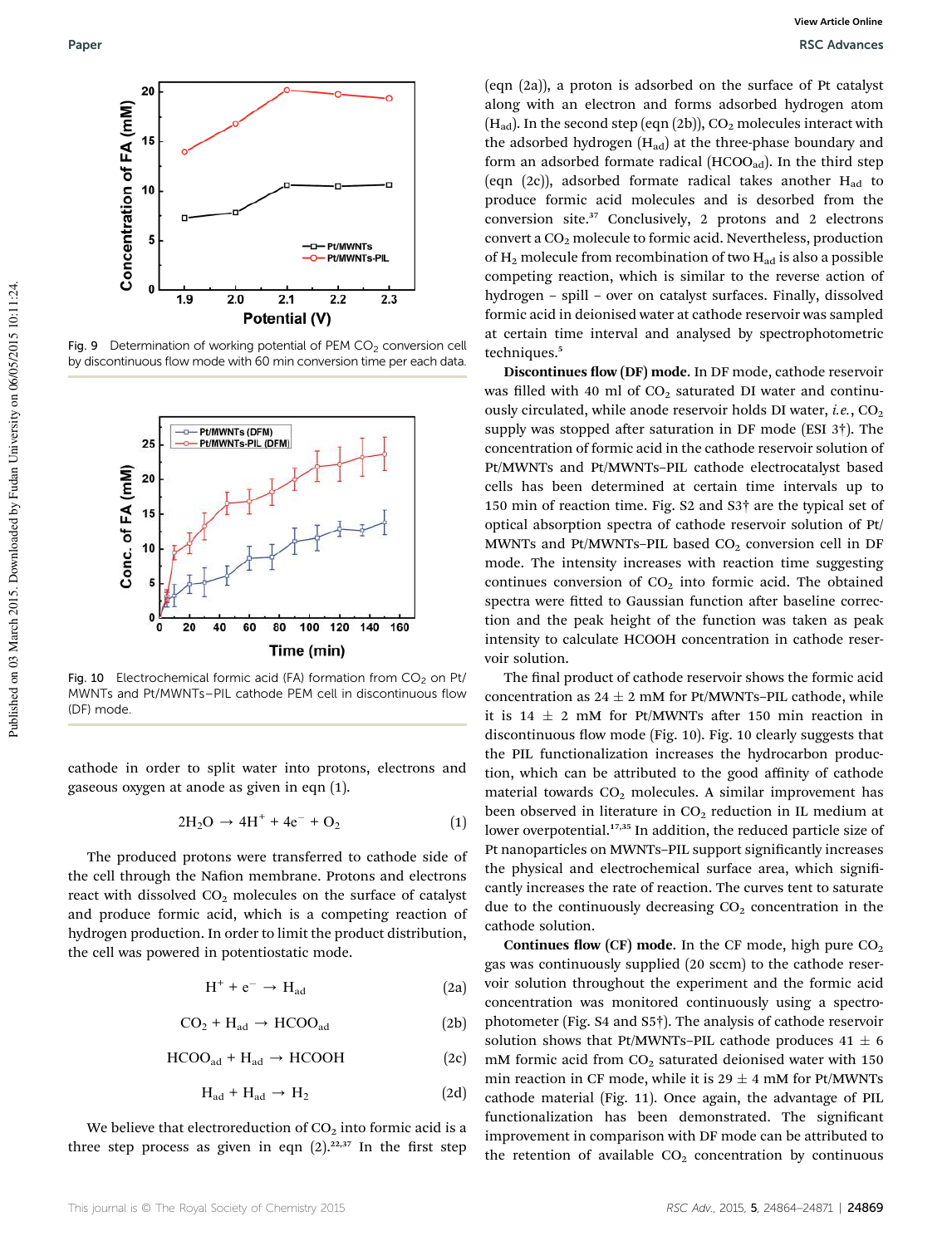Fig. 9 Determination of working potential of PEM $CO_2$ conversion cell by discontinuous flow mode with 60 min conversion time per each data.

Fig. 10 Electrochemical formic acid (FA) formation from $CO_2$ on Pt/MWNTs and Pt/MWNTs–PIL cathode PEM cell in discontinuous flow (DF) mode.

cathode in order to split water into protons, electrons and gaseous oxygen at anode as given in eqn (1).

$$2H_2O \rightarrow 4H^+ + 4e^- + O_2 \quad (1)$$

The produced protons were transferred to cathode side of the cell through the Nafion membrane. Protons and electrons react with dissolved $CO_2$ molecules on the surface of catalyst and produce formic acid, which is a competing reaction of hydrogen production. In order to limit the product distribution, the cell was powered in potentiostatic mode.

$$H^+ + e^- \rightarrow H_{ad} \quad (2a)$$

$$CO_2 + H_{ad} \rightarrow HCOO_{ad} \quad (2b)$$

$$HCOO_{ad} + H_{ad} \rightarrow HCOOH \quad (2c)$$

$$H_{ad} + H_{ad} \rightarrow H_2 \quad (2d)$$

We believe that electroreduction of $CO_2$ into formic acid is a three step process as given in eqn (2).[22,37] In the first step (eqn (2a)), a proton is adsorbed on the surface of Pt catalyst along with an electron and forms adsorbed hydrogen atom ($H_{ad}$). In the second step (eqn (2b)), $CO_2$ molecules interact with the adsorbed hydrogen ($H_{ad}$) at the three-phase boundary and form an adsorbed formate radical ($HCOO_{ad}$). In the third step (eqn (2c)), adsorbed formate radical takes another $H_{ad}$ to produce formic acid molecules and is desorbed from the conversion site.[37] Conclusively, 2 protons and 2 electrons convert a $CO_2$ molecule to formic acid. Nevertheless, production of $H_2$ molecule from recombination of two $H_{ad}$ is also a possible competing reaction, which is similar to the reverse action of hydrogen – spill – over on catalyst surfaces. Finally, dissolved formic acid in deionised water at cathode reservoir was sampled at certain time interval and analysed by spectrophotometric techniques.[5]

**Discontinues flow (DF) mode.** In DF mode, cathode reservoir was filled with 40 ml of $CO_2$ saturated DI water and continuously circulated, while anode reservoir holds DI water, *i.e.*, $CO_2$ supply was stopped after saturation in DF mode (ESI 3†). The concentration of formic acid in the cathode reservoir solution of Pt/MWNTs and Pt/MWNTs–PIL cathode electrocatalyst based cells has been determined at certain time intervals up to 150 min of reaction time. Fig. S2 and S3† are the typical set of optical absorption spectra of cathode reservoir solution of Pt/MWNTs and Pt/MWNTs–PIL based $CO_2$ conversion cell in DF mode. The intensity increases with reaction time suggesting continues conversion of $CO_2$ into formic acid. The obtained spectra were fitted to Gaussian function after baseline correction and the peak height of the function was taken as peak intensity to calculate HCOOH concentration in cathode reservoir solution.

The final product of cathode reservoir shows the formic acid concentration as 24 ± 2 mM for Pt/MWNTs–PIL cathode, while it is 14 ± 2 mM for Pt/MWNTs after 150 min reaction in discontinuous flow mode (Fig. 10). Fig. 10 clearly suggests that the PIL functionalization increases the hydrocarbon production, which can be attributed to the good affinity of cathode material towards $CO_2$ molecules. A similar improvement has been observed in literature in $CO_2$ reduction in IL medium at lower overpotential.[17,35] In addition, the reduced particle size of Pt nanoparticles on MWNTs–PIL support significantly increases the physical and electrochemical surface area, which significantly increases the rate of reaction. The curves tent to saturate due to the continuously decreasing $CO_2$ concentration in the cathode solution.

**Continues flow (CF) mode.** In the CF mode, high pure $CO_2$ gas was continuously supplied (20 sccm) to the cathode reservoir solution throughout the experiment and the formic acid concentration was monitored continuously using a spectrophotometer (Fig. S4 and S5†). The analysis of cathode reservoir solution shows that Pt/MWNTs–PIL cathode produces 41 ± 6 mM formic acid from $CO_2$ saturated deionised water with 150 min reaction in CF mode, while it is 29 ± 4 mM for Pt/MWNTs cathode material (Fig. 11). Once again, the advantage of PIL functionalization has been demonstrated. The significant improvement in comparison with DF mode can be attributed to the retention of available $CO_2$ concentration by continuous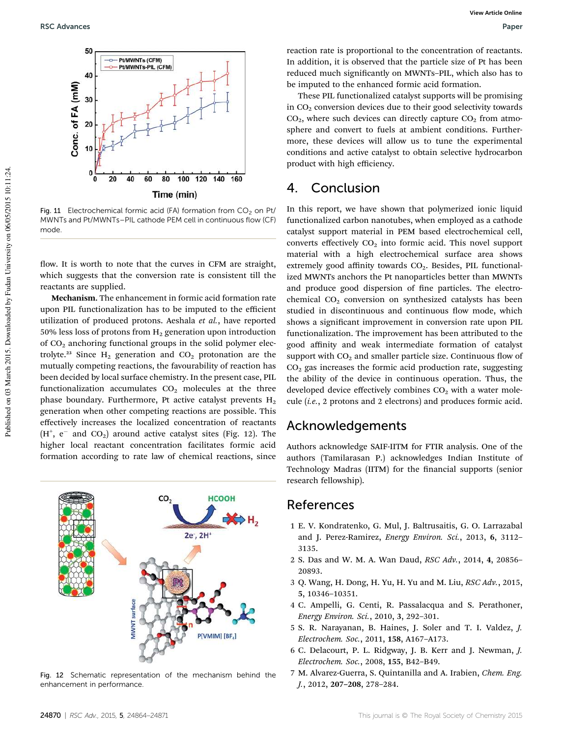Fig. 11 Electrochemical formic acid (FA) formation from $CO_2$ on Pt/MWNTs and Pt/MWNTs–PIL cathode PEM cell in continuous flow (CF) mode.

flow. It is worth to note that the curves in CFM are straight, which suggests that the conversion rate is consistent till the reactants are supplied.

**Mechanism.** The enhancement in formic acid formation rate upon PIL functionalization has to be imputed to the efficient utilization of produced protons. Aeshala *et al.*, have reported 50% less loss of protons from $H_2$ generation upon introduction of $CO_2$ anchoring functional groups in the solid polymer electrolyte.[23] Since $H_2$ generation and $CO_2$ protonation are the mutually competing reactions, the favourability of reaction has been decided by local surface chemistry. In the present case, PIL functionalization accumulates $CO_2$ molecules at the three phase boundary. Furthermore, Pt active catalyst prevents $H_2$ generation when other competing reactions are possible. This effectively increases the localized concentration of reactants ($H^+$, $e^-$ and $CO_2$) around active catalyst sites (Fig. 12). The higher local reactant concentration facilitates formic acid formation according to rate law of chemical reactions, since reaction rate is proportional to the concentration of reactants. In addition, it is observed that the particle size of Pt has been reduced much significantly on MWNTs–PIL, which also has to be imputed to the enhanced formic acid formation.

Fig. 12 Schematic representation of the mechanism behind the enhancement in performance.

These PIL functionalized catalyst supports will be promising in $CO_2$ conversion devices due to their good selectivity towards $CO_2$, where such devices can directly capture $CO_2$ from atmosphere and convert to fuels at ambient conditions. Furthermore, these devices will allow us to tune the experimental conditions and active catalyst to obtain selective hydrocarbon product with high efficiency.

## 4. Conclusion

In this report, we have shown that polymerized ionic liquid functionalized carbon nanotubes, when employed as a cathode catalyst support material in PEM based electrochemical cell, converts effectively $CO_2$ into formic acid. This novel support material with a high electrochemical surface area shows extremely good affinity towards $CO_2$. Besides, PIL functionalized MWNTs anchors the Pt nanoparticles better than MWNTs and produce good dispersion of fine particles. The electrochemical $CO_2$ conversion on synthesized catalysts has been studied in discontinuous and continuous flow mode, which shows a significant improvement in conversion rate upon PIL functionalization. The improvement has been attributed to the good affinity and weak intermediate formation of catalyst support with $CO_2$ and smaller particle size. Continuous flow of $CO_2$ gas increases the formic acid production rate, suggesting the ability of the device in continuous operation. Thus, the developed device effectively combines $CO_2$ with a water molecule (*i.e.*, 2 protons and 2 electrons) and produces formic acid.

## Acknowledgements

Authors acknowledge SAIF-IITM for FTIR analysis. One of the authors (Tamilarasan P.) acknowledges Indian Institute of Technology Madras (IITM) for the financial supports (senior research fellowship).

## References

1. E. V. Kondratenko, G. Mul, J. Baltrusaitis, G. O. Larrazabal and J. Perez-Ramirez, *Energy Environ. Sci.*, 2013, **6**, 3112–3135.
2. S. Das and W. M. A. Wan Daud, *RSC Adv.*, 2014, **4**, 20856–20893.
3. Q. Wang, H. Dong, H. Yu, H. Yu and M. Liu, *RSC Adv.*, 2015, **5**, 10346–10351.
4. C. Ampelli, G. Centi, R. Passalacqua and S. Perathoner, *Energy Environ. Sci.*, 2010, **3**, 292–301.
5. S. R. Narayanan, B. Haines, J. Soler and T. I. Valdez, *J. Electrochem. Soc.*, 2011, **158**, A167–A173.
6. C. Delacourt, P. L. Ridgway, J. B. Kerr and J. Newman, *J. Electrochem. Soc.*, 2008, **155**, B42–B49.
7. M. Alvarez-Guerra, S. Quintanilla and A. Irabien, *Chem. Eng. J.*, 2012, **207–208**, 278–284.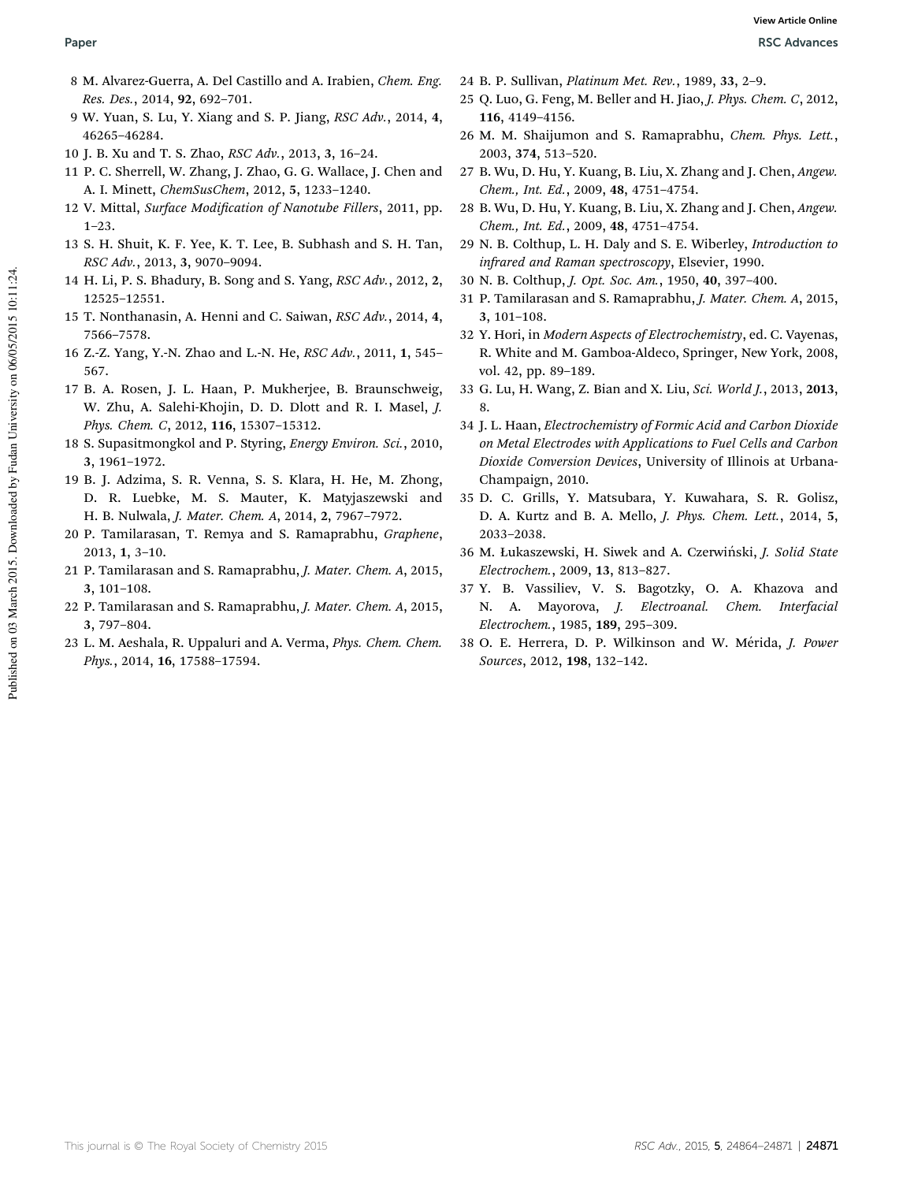8 M. Alvarez-Guerra, A. Del Castillo and A. Irabien, *Chem. Eng. Res. Des.*, 2014, **92**, 692–701.

9 W. Yuan, S. Lu, Y. Xiang and S. P. Jiang, *RSC Adv.*, 2014, **4**, 46265–46284.

10 J. B. Xu and T. S. Zhao, *RSC Adv.*, 2013, **3**, 16–24.

11 P. C. Sherrell, W. Zhang, J. Zhao, G. G. Wallace, J. Chen and A. I. Minett, *ChemSusChem*, 2012, **5**, 1233–1240.

12 V. Mittal, *Surface Modification of Nanotube Fillers*, 2011, pp. 1–23.

13 S. H. Shuit, K. F. Yee, K. T. Lee, B. Subhash and S. H. Tan, *RSC Adv.*, 2013, **3**, 9070–9094.

14 H. Li, P. S. Bhadury, B. Song and S. Yang, *RSC Adv.*, 2012, **2**, 12525–12551.

15 T. Nonthanasin, A. Henni and C. Saiwan, *RSC Adv.*, 2014, **4**, 7566–7578.

16 Z.-Z. Yang, Y.-N. Zhao and L.-N. He, *RSC Adv.*, 2011, **1**, 545–567.

17 B. A. Rosen, J. L. Haan, P. Mukherjee, B. Braunschweig, W. Zhu, A. Salehi-Khojin, D. D. Dlott and R. I. Masel, *J. Phys. Chem. C*, 2012, **116**, 15307–15312.

18 S. Supasitmongkol and P. Styring, *Energy Environ. Sci.*, 2010, **3**, 1961–1972.

19 B. J. Adzima, S. R. Venna, S. S. Klara, H. He, M. Zhong, D. R. Luebke, M. S. Mauter, K. Matyjaszewski and H. B. Nulwala, *J. Mater. Chem. A*, 2014, **2**, 7967–7972.

20 P. Tamilarasan, T. Remya and S. Ramaprabhu, *Graphene*, 2013, **1**, 3–10.

21 P. Tamilarasan and S. Ramaprabhu, *J. Mater. Chem. A*, 2015, **3**, 101–108.

22 P. Tamilarasan and S. Ramaprabhu, *J. Mater. Chem. A*, 2015, **3**, 797–804.

23 L. M. Aeshala, R. Uppaluri and A. Verma, *Phys. Chem. Chem. Phys.*, 2014, **16**, 17588–17594.

24 B. P. Sullivan, *Platinum Met. Rev.*, 1989, **33**, 2–9.

25 Q. Luo, G. Feng, M. Beller and H. Jiao, *J. Phys. Chem. C*, 2012, **116**, 4149–4156.

26 M. M. Shaijumon and S. Ramaprabhu, *Chem. Phys. Lett.*, 2003, **374**, 513–520.

27 B. Wu, D. Hu, Y. Kuang, B. Liu, X. Zhang and J. Chen, *Angew. Chem., Int. Ed.*, 2009, **48**, 4751–4754.

28 B. Wu, D. Hu, Y. Kuang, B. Liu, X. Zhang and J. Chen, *Angew. Chem., Int. Ed.*, 2009, **48**, 4751–4754.

29 N. B. Colthup, L. H. Daly and S. E. Wiberley, *Introduction to infrared and Raman spectroscopy*, Elsevier, 1990.

30 N. B. Colthup, *J. Opt. Soc. Am.*, 1950, **40**, 397–400.

31 P. Tamilarasan and S. Ramaprabhu, *J. Mater. Chem. A*, 2015, **3**, 101–108.

32 Y. Hori, in *Modern Aspects of Electrochemistry*, ed. C. Vayenas, R. White and M. Gamboa-Aldeco, Springer, New York, 2008, vol. 42, pp. 89–189.

33 G. Lu, H. Wang, Z. Bian and X. Liu, *Sci. World J.*, 2013, **2013**, 8.

34 J. L. Haan, *Electrochemistry of Formic Acid and Carbon Dioxide on Metal Electrodes with Applications to Fuel Cells and Carbon Dioxide Conversion Devices*, University of Illinois at Urbana-Champaign, 2010.

35 D. C. Grills, Y. Matsubara, Y. Kuwahara, S. R. Golisz, D. A. Kurtz and B. A. Mello, *J. Phys. Chem. Lett.*, 2014, **5**, 2033–2038.

36 M. Łukaszewski, H. Siwek and A. Czerwiński, *J. Solid State Electrochem.*, 2009, **13**, 813–827.

37 Y. B. Vassiliev, V. S. Bagotzky, O. A. Khazova and N. A. Mayorova, *J. Electroanal. Chem. Interfacial Electrochem.*, 1985, **189**, 295–309.

38 O. E. Herrera, D. P. Wilkinson and W. Mérida, *J. Power Sources*, 2012, **198**, 132–142.